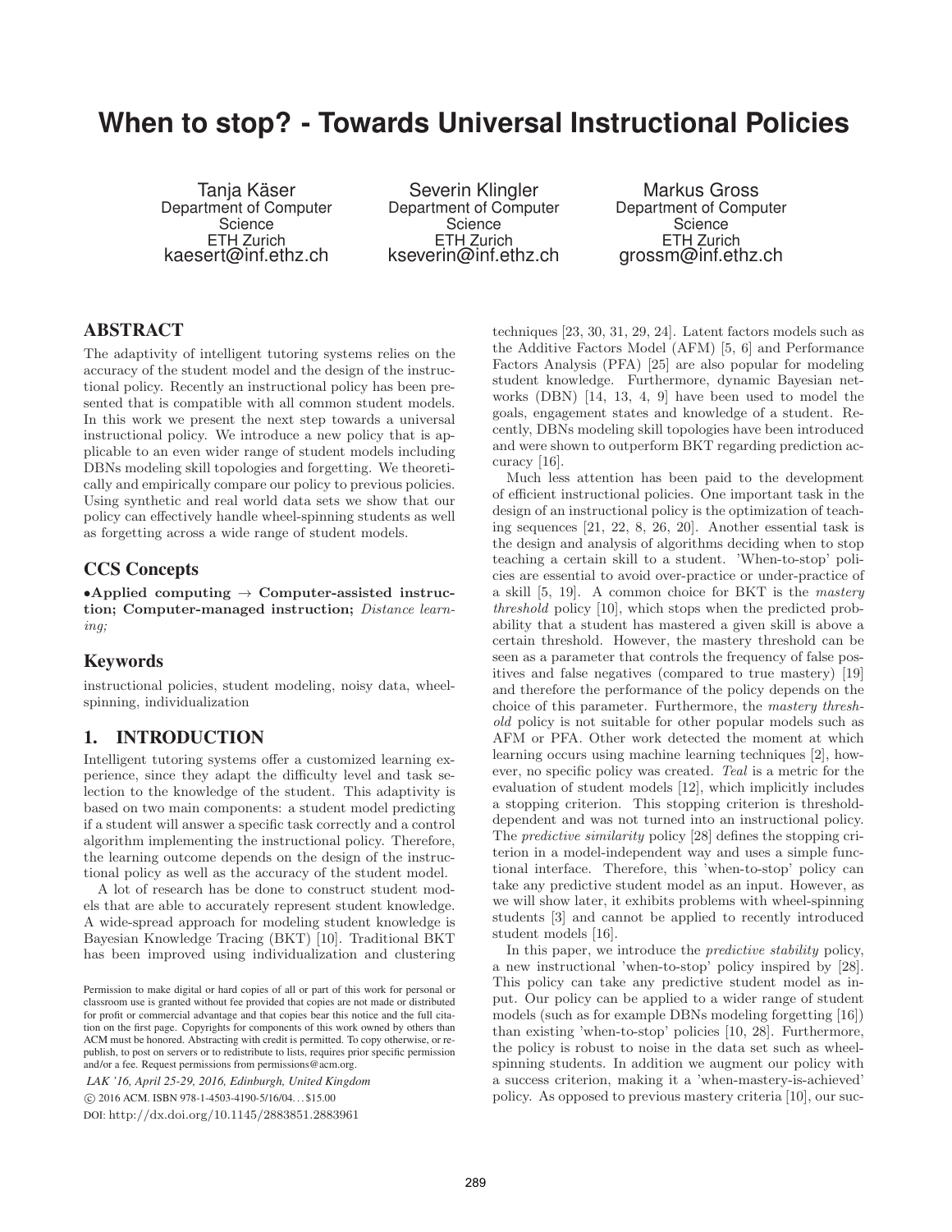# When to stop? - Towards Universal Instructional Policies

Tanja Käser
Department of Computer Science
ETH Zurich
kaesert@inf.ethz.ch

Severin Klingler
Department of Computer Science
ETH Zurich
kseverin@inf.ethz.ch

Markus Gross
Department of Computer Science
ETH Zurich
grossm@inf.ethz.ch

## ABSTRACT

The adaptivity of intelligent tutoring systems relies on the accuracy of the student model and the design of the instructional policy. Recently an instructional policy has been presented that is compatible with all common student models. In this work we present the next step towards a universal instructional policy. We introduce a new policy that is applicable to an even wider range of student models including DBNs modeling skill topologies and forgetting. We theoretically and empirically compare our policy to previous policies. Using synthetic and real world data sets we show that our policy can effectively handle wheel-spinning students as well as forgetting across a wide range of student models.

## CCS Concepts

•**Applied computing** → **Computer-assisted instruction; Computer-managed instruction;** *Distance learning;*

## Keywords

instructional policies, student modeling, noisy data, wheel-spinning, individualization

## 1. INTRODUCTION

Intelligent tutoring systems offer a customized learning experience, since they adapt the difficulty level and task selection to the knowledge of the student. This adaptivity is based on two main components: a student model predicting if a student will answer a specific task correctly and a control algorithm implementing the instructional policy. Therefore, the learning outcome depends on the design of the instructional policy as well as the accuracy of the student model.

A lot of research has be done to construct student models that are able to accurately represent student knowledge. A wide-spread approach for modeling student knowledge is Bayesian Knowledge Tracing (BKT) [10]. Traditional BKT has been improved using individualization and clustering techniques [23, 30, 31, 29, 24]. Latent factors models such as the Additive Factors Model (AFM) [5, 6] and Performance Factors Analysis (PFA) [25] are also popular for modeling student knowledge. Furthermore, dynamic Bayesian networks (DBN) [14, 13, 4, 9] have been used to model the goals, engagement states and knowledge of a student. Recently, DBNs modeling skill topologies have been introduced and were shown to outperform BKT regarding prediction accuracy [16].

Much less attention has been paid to the development of efficient instructional policies. One important task in the design of an instructional policy is the optimization of teaching sequences [21, 22, 8, 26, 20]. Another essential task is the design and analysis of algorithms deciding when to stop teaching a certain skill to a student. 'When-to-stop' policies are essential to avoid over-practice or under-practice of a skill [5, 19]. A common choice for BKT is the *mastery threshold* policy [10], which stops when the predicted probability that a student has mastered a given skill is above a certain threshold. However, the mastery threshold can be seen as a parameter that controls the frequency of false positives and false negatives (compared to true mastery) [19] and therefore the performance of the policy depends on the choice of this parameter. Furthermore, the *mastery threshold* policy is not suitable for other popular models such as AFM or PFA. Other work detected the moment at which learning occurs using machine learning techniques [2], however, no specific policy was created. *Teal* is a metric for the evaluation of student models [12], which implicitly includes a stopping criterion. This stopping criterion is threshold-dependent and was not turned into an instructional policy. The *predictive similarity* policy [28] defines the stopping criterion in a model-independent way and uses a simple functional interface. Therefore, this 'when-to-stop' policy can take any predictive student model as an input. However, as we will show later, it exhibits problems with wheel-spinning students [3] and cannot be applied to recently introduced student models [16].

In this paper, we introduce the *predictive stability* policy, a new instructional 'when-to-stop' policy inspired by [28]. This policy can take any predictive student model as input. Our policy can be applied to a wider range of student models (such as for example DBNs modeling forgetting [16]) than existing 'when-to-stop' policies [10, 28]. Furthermore, the policy is robust to noise in the data set such as wheel-spinning students. In addition we augment our policy with a success criterion, making it a 'when-mastery-is-achieved' policy. As opposed to previous mastery criteria [10], our suc-

Permission to make digital or hard copies of all or part of this work for personal or classroom use is granted without fee provided that copies are not made or distributed for profit or commercial advantage and that copies bear this notice and the full citation on the first page. Copyrights for components of this work owned by others than ACM must be honored. Abstracting with credit is permitted. To copy otherwise, or republish, to post on servers or to redistribute to lists, requires prior specific permission and/or a fee. Request permissions from permissions@acm.org.

*LAK '16, April 25-29, 2016, Edinburgh, United Kingdom*
© 2016 ACM. ISBN 978-1-4503-4190-5/16/04...$15.00
DOI: http://dx.doi.org/10.1145/2883851.2883961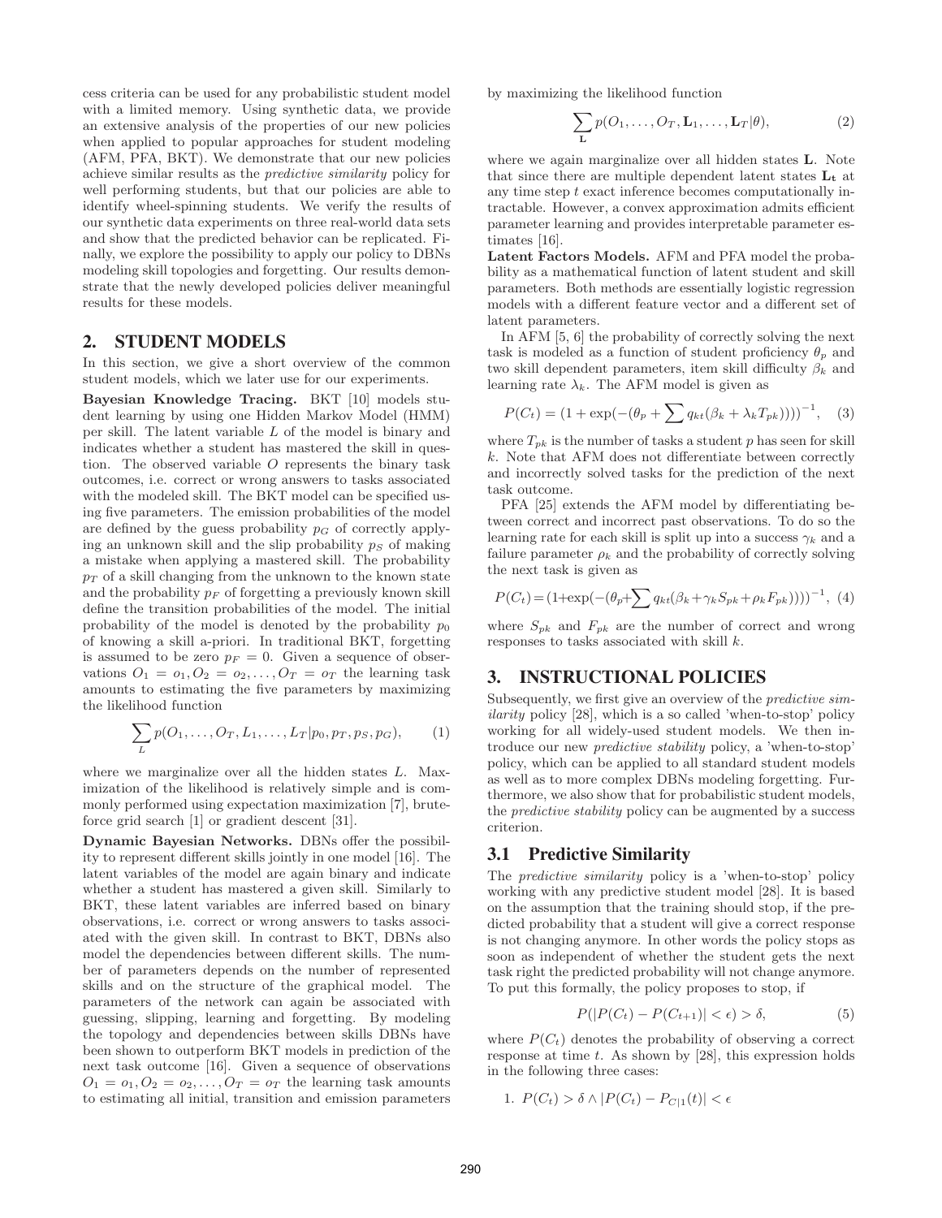cess criteria can be used for any probabilistic student model with a limited memory. Using synthetic data, we provide an extensive analysis of the properties of our new policies when applied to popular approaches for student modeling (AFM, PFA, BKT). We demonstrate that our new policies achieve similar results as the *predictive similarity* policy for well performing students, but that our policies are able to identify wheel-spinning students. We verify the results of our synthetic data experiments on three real-world data sets and show that the predicted behavior can be replicated. Finally, we explore the possibility to apply our policy to DBNs modeling skill topologies and forgetting. Our results demonstrate that the newly developed policies deliver meaningful results for these models.

## 2. STUDENT MODELS

In this section, we give a short overview of the common student models, which we later use for our experiments.

**Bayesian Knowledge Tracing.** BKT [10] models student learning by using one Hidden Markov Model (HMM) per skill. The latent variable $L$ of the model is binary and indicates whether a student has mastered the skill in question. The observed variable $O$ represents the binary task outcomes, i.e. correct or wrong answers to tasks associated with the modeled skill. The BKT model can be specified using five parameters. The emission probabilities of the model are defined by the guess probability $p_G$ of correctly applying an unknown skill and the slip probability $p_S$ of making a mistake when applying a mastered skill. The probability $p_T$ of a skill changing from the unknown to the known state and the probability $p_F$ of forgetting a previously known skill define the transition probabilities of the model. The initial probability of the model is denoted by the probability $p_0$ of knowing a skill a-priori. In traditional BKT, forgetting is assumed to be zero $p_F = 0$. Given a sequence of observations $O_1 = o_1, O_2 = o_2, \ldots, O_T = o_T$ the learning task amounts to estimating the five parameters by maximizing the likelihood function

$$\sum_{L} p(O_1, \ldots, O_T, L_1, \ldots, L_T | p_0, p_T, p_S, p_G), \qquad (1)$$

where we marginalize over all the hidden states $L$. Maximization of the likelihood is relatively simple and is commonly performed using expectation maximization [7], brute-force grid search [1] or gradient descent [31].

**Dynamic Bayesian Networks.** DBNs offer the possibility to represent different skills jointly in one model [16]. The latent variables of the model are again binary and indicate whether a student has mastered a given skill. Similarly to BKT, these latent variables are inferred based on binary observations, i.e. correct or wrong answers to tasks associated with the given skill. In contrast to BKT, DBNs also model the dependencies between different skills. The number of parameters depends on the number of represented skills and on the structure of the graphical model. The parameters of the network can again be associated with guessing, slipping, learning and forgetting. By modeling the topology and dependencies between skills DBNs have been shown to outperform BKT models in prediction of the next task outcome [16]. Given a sequence of observations $O_1 = o_1, O_2 = o_2, \ldots, O_T = o_T$ the learning task amounts to estimating all initial, transition and emission parameters by maximizing the likelihood function

$$\sum_{\mathbf{L}} p(O_1, \ldots, O_T, \mathbf{L}_1, \ldots, \mathbf{L}_T | \theta), \qquad (2)$$

where we again marginalize over all hidden states $\mathbf{L}$. Note that since there are multiple dependent latent states $\mathbf{L_t}$ at any time step $t$ exact inference becomes computationally intractable. However, a convex approximation admits efficient parameter learning and provides interpretable parameter estimates [16].

**Latent Factors Models.** AFM and PFA model the probability as a mathematical function of latent student and skill parameters. Both methods are essentially logistic regression models with a different feature vector and a different set of latent parameters.

In AFM [5, 6] the probability of correctly solving the next task is modeled as a function of student proficiency $\theta_p$ and two skill dependent parameters, item skill difficulty $\beta_k$ and learning rate $\lambda_k$. The AFM model is given as

$$P(C_t) = (1 + \exp(-(\theta_p + \sum q_{kt}(\beta_k + \lambda_k T_{pk}))))^{-1}, \qquad (3)$$

where $T_{pk}$ is the number of tasks a student $p$ has seen for skill $k$. Note that AFM does not differentiate between correctly and incorrectly solved tasks for the prediction of the next task outcome.

PFA [25] extends the AFM model by differentiating between correct and incorrect past observations. To do so the learning rate for each skill is split up into a success $\gamma_k$ and a failure parameter $\rho_k$ and the probability of correctly solving the next task is given as

$$P(C_t) = (1 + \exp(-(\theta_p + \sum q_{kt}(\beta_k + \gamma_k S_{pk} + \rho_k F_{pk}))))^{-1}, \qquad (4)$$

where $S_{pk}$ and $F_{pk}$ are the number of correct and wrong responses to tasks associated with skill $k$.

## 3. INSTRUCTIONAL POLICIES

Subsequently, we first give an overview of the *predictive similarity* policy [28], which is a so called 'when-to-stop' policy working for all widely-used student models. We then introduce our new *predictive stability* policy, a 'when-to-stop' policy, which can be applied to all standard student models as well as to more complex DBNs modeling forgetting. Furthermore, we also show that for probabilistic student models, the *predictive stability* policy can be augmented by a success criterion.

### 3.1 Predictive Similarity

The *predictive similarity* policy is a 'when-to-stop' policy working with any predictive student model [28]. It is based on the assumption that the training should stop, if the predicted probability that a student will give a correct response is not changing anymore. In other words the policy stops as soon as independent of whether the student gets the next task right the predicted probability will not change anymore. To put this formally, the policy proposes to stop, if

$$P(|P(C_t) - P(C_{t+1})| < \epsilon) > \delta, \qquad (5)$$

where $P(C_t)$ denotes the probability of observing a correct response at time $t$. As shown by [28], this expression holds in the following three cases:

1. $P(C_t) > \delta \land |P(C_t) - P_{C|1}(t)| < \epsilon$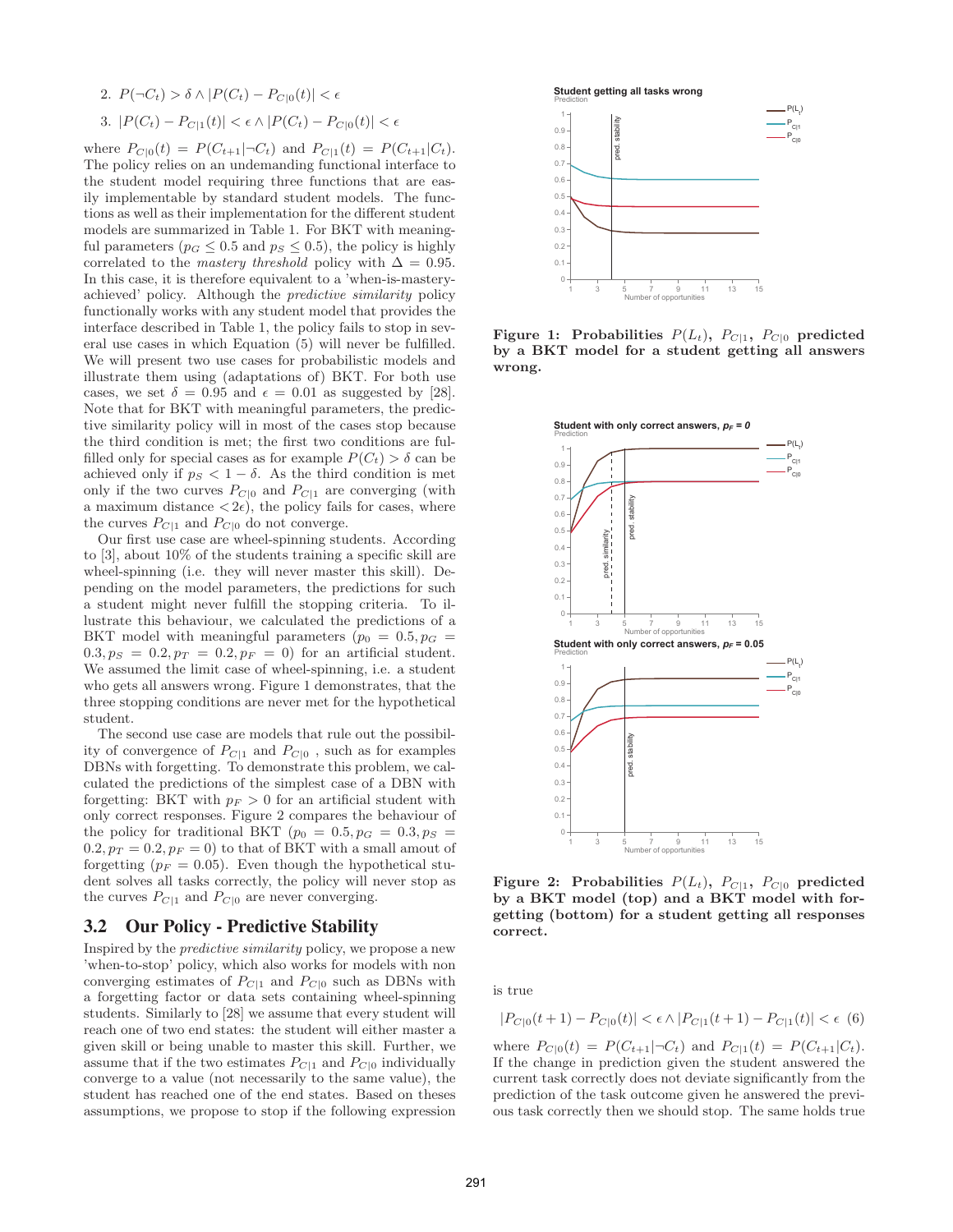2. $P(\neg C_t) > \delta \wedge |P(C_t) - P_{C|0}(t)| < \epsilon$
3. $|P(C_t) - P_{C|1}(t)| < \epsilon \wedge |P(C_t) - P_{C|0}(t)| < \epsilon$

where $P_{C|0}(t) = P(C_{t+1}|\neg C_t)$ and $P_{C|1}(t) = P(C_{t+1}|C_t)$. The policy relies on an undemanding functional interface to the student model requiring three functions that are easily implementable by standard student models. The functions as well as their implementation for the different student models are summarized in Table 1. For BKT with meaningful parameters ($p_G \leq 0.5$ and $p_S \leq 0.5$), the policy is highly correlated to the *mastery threshold* policy with $\Delta = 0.95$. In this case, it is therefore equivalent to a 'when-is-mastery-achieved' policy. Although the *predictive similarity* policy functionally works with any student model that provides the interface described in Table 1, the policy fails to stop in several use cases in which Equation (5) will never be fulfilled. We will present two use cases for probabilistic models and illustrate them using (adaptations of) BKT. For both use cases, we set $\delta = 0.95$ and $\epsilon = 0.01$ as suggested by [28]. Note that for BKT with meaningful parameters, the predictive similarity policy will in most of the cases stop because the third condition is met; the first two conditions are fulfilled only for special cases as for example $P(C_t) > \delta$ can be achieved only if $p_S < 1 - \delta$. As the third condition is met only if the two curves $P_{C|0}$ and $P_{C|1}$ are converging (with a maximum distance $< 2\epsilon$), the policy fails for cases, where the curves $P_{C|1}$ and $P_{C|0}$ do not converge.

Our first use case are wheel-spinning students. According to [3], about 10% of the students training a specific skill are wheel-spinning (i.e. they will never master this skill). Depending on the model parameters, the predictions for such a student might never fulfill the stopping criteria. To illustrate this behaviour, we calculated the predictions of a BKT model with meaningful parameters ($p_0 = 0.5, p_G = 0.3, p_S = 0.2, p_T = 0.2, p_F = 0$) for an artificial student. We assumed the limit case of wheel-spinning, i.e. a student who gets all answers wrong. Figure 1 demonstrates, that the three stopping conditions are never met for the hypothetical student.

The second use case are models that rule out the possibility of convergence of $P_{C|1}$ and $P_{C|0}$ , such as for examples DBNs with forgetting. To demonstrate this problem, we calculated the predictions of the simplest case of a DBN with forgetting: BKT with $p_F > 0$ for an artificial student with only correct responses. Figure 2 compares the behaviour of the policy for traditional BKT ($p_0 = 0.5, p_G = 0.3, p_S = 0.2, p_T = 0.2, p_F = 0$) to that of BKT with a small amount of forgetting ($p_F = 0.05$). Even though the hypothetical student solves all tasks correctly, the policy will never stop as the curves $P_{C|1}$ and $P_{C|0}$ are never converging.

## 3.2 Our Policy - Predictive Stability

Inspired by the *predictive similarity* policy, we propose a new 'when-to-stop' policy, which also works for models with non converging estimates of $P_{C|1}$ and $P_{C|0}$ such as DBNs with a forgetting factor or data sets containing wheel-spinning students. Similarly to [28] we assume that every student will reach one of two end states: the student will either master a given skill or being unable to master this skill. Further, we assume that if the two estimates $P_{C|1}$ and $P_{C|0}$ individually converge to a value (not necessarily to the same value), the student has reached one of the end states. Based on theses assumptions, we propose to stop if the following expression

Student getting all tasks wrong
Prediction
pred. stability
Number of opportunities
$P(L_t)$
$P_{C|1}$
$P_{C|0}$

**Figure 1: Probabilities $P(L_t)$, $P_{C|1}$, $P_{C|0}$ predicted by a BKT model for a student getting all answers wrong.**

Student with only correct answers, $p_F = 0$
Prediction
pred. similarity
pred. stability
Number of opportunities
$P(L_t)$
$P_{C|1}$
$P_{C|0}$

Student with only correct answers, $p_F = 0.05$
Prediction
pred. stability
Number of opportunities
$P(L_t)$
$P_{C|1}$
$P_{C|0}$

**Figure 2: Probabilities $P(L_t)$, $P_{C|1}$, $P_{C|0}$ predicted by a BKT model (top) and a BKT model with forgetting (bottom) for a student getting all responses correct.**

is true

$$|P_{C|0}(t+1) - P_{C|0}(t)| < \epsilon \wedge |P_{C|1}(t+1) - P_{C|1}(t)| < \epsilon \quad (6)$$

where $P_{C|0}(t) = P(C_{t+1}|\neg C_t)$ and $P_{C|1}(t) = P(C_{t+1}|C_t)$. If the change in prediction given the student answered the current task correctly does not deviate significantly from the prediction of the task outcome given he answered the previous task correctly then we should stop. The same holds true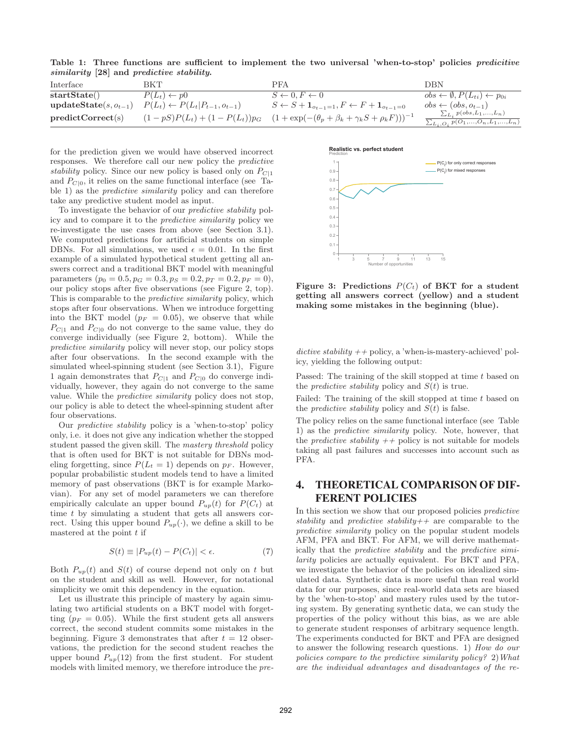**Table 1: Three functions are sufficient to implement the two universal 'when-to-stop' policies *predicitive similarity* [28] and *predictive stability.***

| Interface | BKT | PFA | DBN |
|---|---|---|---|
| **startState**() | $P(L_t) \leftarrow p0$ | $S \leftarrow 0, F \leftarrow 0$ | $obs \leftarrow \emptyset, P(L_{ti}) \leftarrow p_{0i}$ |
| **updateState**$(s, o_{t-1})$ | $P(L_t) \leftarrow P(L_t \| P_{t-1}, o_{t-1})$ | $S \leftarrow S + \mathbf{1}_{o_{t-1}=1}, F \leftarrow F + \mathbf{1}_{o_{t-1}=0}$ | $obs \leftarrow (obs, o_{t-1})$ |
| **predictCorrect**(s) | $(1-pS)P(L_t) + (1-P(L_t))p_G$ | $(1+\exp(-(\theta_p + \beta_k + \gamma_k S + \rho_k F)))^{-1}$ | $\frac{\sum_{L_i} p(obs, L_1, \ldots, L_n)}{\sum_{L_i, O_i} p(O_1, \ldots, O_n, L_1, \ldots, L_n)}$ |

for the prediction given we would have observed incorrect responses. We therefore call our new policy the *predictive stability* policy. Since our new policy is based only on $P_{C|1}$ and $P_{C|0}$, it relies on the same functional interface (see Table 1) as the *predictive similarity* policy and can therefore take any predictive student model as input.

To investigate the behavior of our *predictive stability* policy and to compare it to the *predictive similarity* policy we re-investigate the use cases from above (see Section 3.1). We computed predictions for artificial students on simple DBNs. For all simulations, we used $\epsilon = 0.01$. In the first example of a simulated hypothetical student getting all answers correct and a traditional BKT model with meaningful parameters ($p_0 = 0.5, p_G = 0.3, p_S = 0.2, p_T = 0.2, p_F = 0$), our policy stops after five observations (see Figure 2, top). This is comparable to the *predictive similarity* policy, which stops after four observations. When we introduce forgetting into the BKT model ($p_F = 0.05$), we observe that while $P_{C|1}$ and $P_{C|0}$ do not converge to the same value, they do converge individually (see Figure 2, bottom). While the *predictive similarity* policy will never stop, our policy stops after four observations. In the second example with the simulated wheel-spinning student (see Section 3.1), Figure 1 again demonstrates that $P_{C|1}$ and $P_{C|0}$ do converge individually, however, they again do not converge to the same value. While the *predictive similarity* policy does not stop, our policy is able to detect the wheel-spinning student after four observations.

Our *predictive stability* policy is a 'when-to-stop' policy only, i.e. it does not give any indication whether the stopped student passed the given skill. The *mastery threshold* policy that is often used for BKT is not suitable for DBNs modeling forgetting, since $P(L_t = 1)$ depends on $p_F$. However, popular probabilistic student models tend to have a limited memory of past observations (BKT is for example Markovian). For any set of model parameters we can therefore empirically calculate an upper bound $P_{up}(t)$ for $P(C_t)$ at time $t$ by simulating a student that gets all answers correct. Using this upper bound $P_{up}(\cdot)$, we define a skill to be mastered at the point $t$ if

$$S(t) \equiv |P_{up}(t) - P(C_t)| < \epsilon. \tag{7}$$

Both $P_{up}(t)$ and $S(t)$ of course depend not only on $t$ but on the student and skill as well. However, for notational simplicity we omit this dependency in the equation.

Let us illustrate this principle of mastery by again simulating two artificial students on a BKT model with forgetting ($p_F = 0.05$). While the first student gets all answers correct, the second student commits some mistakes in the beginning. Figure 3 demonstrates that after $t = 12$ observations, the prediction for the second student reaches the upper bound $P_{up}(12)$ from the first student. For student models with limited memory, we therefore introduce the *predictive stability ++* policy, a 'when-is-mastery-achieved' policy, yielding the following output:

Realistic vs. perfect student
Prediction
P(C_t) for only correct responses
P(C_t) for mixed responses
1
0.9
0.8
0.7
0.6
0.5
0.4
0.3
0.2
0.1
0
1 3 5 7 9 11 13 15
Number of opportunities

**Figure 3: Predictions $P(C_t)$ of BKT for a student getting all answers correct (yellow) and a student making some mistakes in the beginning (blue).**

Passed: The training of the skill stopped at time $t$ based on the *predictive stability* policy and $S(t)$ is true.

Failed: The training of the skill stopped at time $t$ based on the *predictive stability* policy and $S(t)$ is false.

The policy relies on the same functional interface (see Table 1) as the *predictive similarity* policy. Note, however, that the *predictive stability ++* policy is not suitable for models taking all past failures and successes into account such as PFA.

## 4. THEORETICAL COMPARISON OF DIFFERENT POLICIES

In this section we show that our proposed policies *predictive stability* and *predictive stability++* are comparable to the *predictive similarity* policy on the popular student models AFM, PFA and BKT. For AFM, we will derive mathematically that the *predictive stability* and the *predictive similarity* policies are actually equivalent. For BKT and PFA, we investigate the behavior of the policies on idealized simulated data. Synthetic data is more useful than real world data for our purposes, since real-world data sets are biased by the 'when-to-stop' and mastery rules used by the tutoring system. By generating synthetic data, we can study the properties of the policy without this bias, as we are able to generate student responses of arbitrary sequence length. The experiments conducted for BKT and PFA are designed to answer the following research questions. 1) *How do our policies compare to the predictive similarity policy?* 2) *What are the individual advantages and disadvantages of the re-*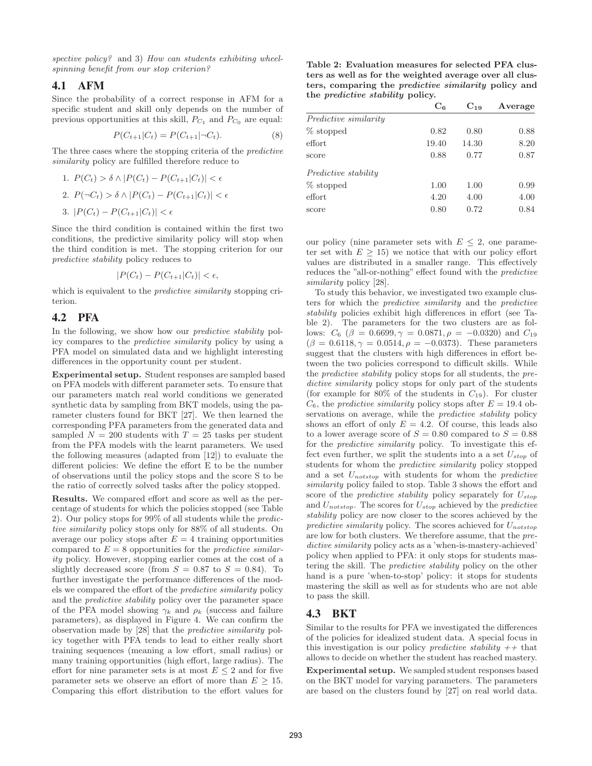*spective policy?* and 3) *How can students exhibiting wheel-spinning benefit from our stop criterion?*

## 4.1 AFM

Since the probability of a correct response in AFM for a specific student and skill only depends on the number of previous opportunities at this skill, $P_{C_1}$ and $P_{C_0}$ are equal:

$$P(C_{t+1}|C_t) = P(C_{t+1}|\neg C_t). \tag{8}$$

The three cases where the stopping criteria of the *predictive similarity* policy are fulfilled therefore reduce to

1. $P(C_t) > \delta \wedge |P(C_t) - P(C_{t+1}|C_t)| < \epsilon$
2. $P(\neg C_t) > \delta \wedge |P(C_t) - P(C_{t+1}|C_t)| < \epsilon$
3. $|P(C_t) - P(C_{t+1}|C_t)| < \epsilon$

Since the third condition is contained within the first two conditions, the predictive similarity policy will stop when the third condition is met. The stopping criterion for our *predictive stability* policy reduces to

$$|P(C_t) - P(C_{t+1}|C_t)| < \epsilon,$$

which is equivalent to the *predictive similarity* stopping criterion.

## 4.2 PFA

In the following, we show how our *predictive stability* policy compares to the *predictive similarity* policy by using a PFA model on simulated data and we highlight interesting differences in the opportunity count per student.

**Experimental setup.** Student responses are sampled based on PFA models with different parameter sets. To ensure that our parameters match real world conditions we generated synthetic data by sampling from BKT models, using the parameter clusters found for BKT [27]. We then learned the corresponding PFA parameters from the generated data and sampled $N = 200$ students with $T = 25$ tasks per student from the PFA models with the learnt parameters. We used the following measures (adapted from [12]) to evaluate the different policies: We define the effort E to be the number of observations until the policy stops and the score S to be the ratio of correctly solved tasks after the policy stopped.

**Results.** We compared effort and score as well as the percentage of students for which the policies stopped (see Table 2). Our policy stops for 99% of all students while the *predictive similarity* policy stops only for 88% of all students. On average our policy stops after $E = 4$ training opportunities compared to $E = 8$ opportunities for the *predictive similarity* policy. However, stopping earlier comes at the cost of a slightly decreased score (from $S = 0.87$ to $S = 0.84$). To further investigate the performance differences of the models we compared the effort of the *predictive similarity* policy and the *predictive stability* policy over the parameter space of the PFA model showing $\gamma_k$ and $\rho_k$ (success and failure parameters), as displayed in Figure 4. We can confirm the observation made by [28] that the *predictive similarity* policy together with PFA tends to lead to either really short training sequences (meaning a low effort, small radius) or many training opportunities (high effort, large radius). The effort for nine parameter sets is at most $E \leq 2$ and for five parameter sets we observe an effort of more than $E \geq 15$. Comparing this effort distribution to the effort values for our policy (nine parameter sets with $E \leq 2$, one parameter set with $E \geq 15$) we notice that with our policy effort values are distributed in a smaller range. This effectively reduces the "all-or-nothing" effect found with the *predictive similarity* policy [28].

**Table 2: Evaluation measures for selected PFA clusters as well as for the weighted average over all clusters, comparing the *predictive similarity* policy and the *predictive stability* policy.**

| | $C_6$ | $C_{19}$ | Average |
|---|---|---|---|
| *Predictive similarity* | | | |
| % stopped | 0.82 | 0.80 | 0.88 |
| effort | 19.40 | 14.30 | 8.20 |
| score | 0.88 | 0.77 | 0.87 |
| *Predictive stability* | | | |
| % stopped | 1.00 | 1.00 | 0.99 |
| effort | 4.20 | 4.00 | 4.00 |
| score | 0.80 | 0.72 | 0.84 |

To study this behavior, we investigated two example clusters for which the *predictive similarity* and the *predictive stability* policies exhibit high differences in effort (see Table 2). The parameters for the two clusters are as follows: $C_6$ ($\beta = 0.6699, \gamma = 0.0871, \rho = -0.0320$) and $C_{19}$ ($\beta = 0.6118, \gamma = 0.0514, \rho = -0.0373$). These parameters suggest that the clusters with high differences in effort between the two policies correspond to difficult skills. While the *predictive stability* policy stops for all students, the *predictive similarity* policy stops for only part of the students (for example for 80% of the students in $C_{19}$). For cluster $C_6$, the *predictive similarity* policy stops after $E = 19.4$ observations on average, while the *predictive stability* policy shows an effort of only $E = 4.2$. Of course, this leads also to a lower average score of $S = 0.80$ compared to $S = 0.88$ for the *predictive similarity* policy. To investigate this effect even further, we split the students into a a set $U_{stop}$ of students for whom the *predictive similarity* policy stopped and a set $U_{notstop}$ with students for whom the *predictive similarity* policy failed to stop. Table 3 shows the effort and score of the *predictive stability* policy separately for $U_{stop}$ and $U_{notstop}$. The scores for $U_{stop}$ achieved by the *predictive stability* policy are now closer to the scores achieved by the *predictive similarity* policy. The scores achieved for $U_{notstop}$ are low for both clusters. We therefore assume, that the *predictive similarity* policy acts as a 'when-is-mastery-achieved' policy when applied to PFA: it only stops for students mastering the skill. The *predictive stability* policy on the other hand is a pure 'when-to-stop' policy: it stops for students mastering the skill as well as for students who are not able to pass the skill.

## 4.3 BKT

Similar to the results for PFA we investigated the differences of the policies for idealized student data. A special focus in this investigation is our policy *predictive stability ++* that allows to decide on whether the student has reached mastery.

**Experimental setup.** We sampled student responses based on the BKT model for varying parameters. The parameters are based on the clusters found by [27] on real world data.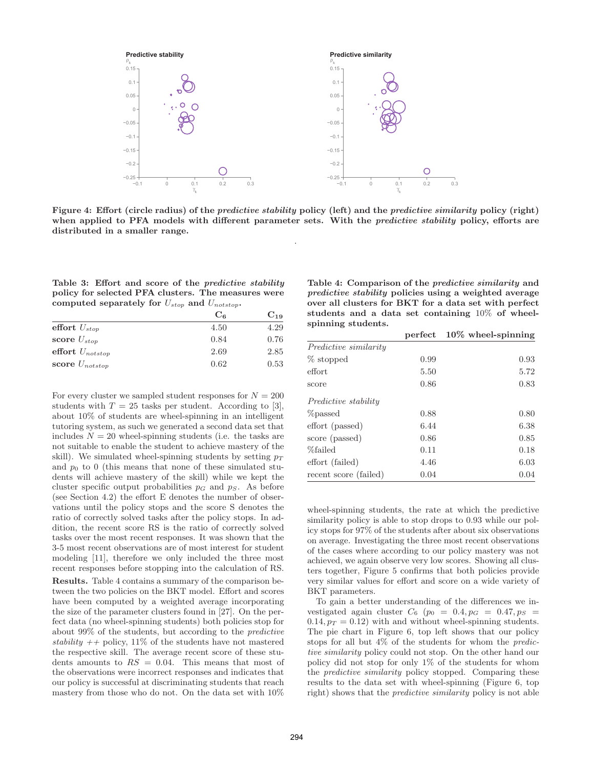Predictive stability

$\rho_k$

0.15
0.1
0.05
0
−0.05
−0.1
−0.15
−0.2
−0.25

−0.1 0 0.1 0.2 0.3

$\gamma_k$

Predictive similarity

$\rho_k$

0.15
0.1
0.05
0
−0.05
−0.1
−0.15
−0.2
−0.25

−0.1 0 0.1 0.2 0.3

$\gamma_k$

**Figure 4: Effort (circle radius) of the *predictive stability* policy (left) and the *predictive similarity* policy (right) when applied to PFA models with different parameter sets. With the *predictive stability* policy, efforts are distributed in a smaller range.**

**Table 3: Effort and score of the *predictive stability* policy for selected PFA clusters. The measures were computed separately for $U_{stop}$ and $U_{notstop}$.**

| | $\mathbf{C_6}$ | $\mathbf{C_{19}}$ |
|---|---|---|
| **effort** $U_{stop}$ | 4.50 | 4.29 |
| **score** $U_{stop}$ | 0.84 | 0.76 |
| **effort** $U_{notstop}$ | 2.69 | 2.85 |
| **score** $U_{notstop}$ | 0.62 | 0.53 |

For every cluster we sampled student responses for $N = 200$ students with $T = 25$ tasks per student. According to [3], about 10% of students are wheel-spinning in an intelligent tutoring system, as such we generated a second data set that includes $N = 20$ wheel-spinning students (i.e. the tasks are not suitable to enable the student to achieve mastery of the skill). We simulated wheel-spinning students by setting $p_T$ and $p_0$ to 0 (this means that none of these simulated students will achieve mastery of the skill) while we kept the cluster specific output probabilities $p_G$ and $p_S$. As before (see Section 4.2) the effort E denotes the number of observations until the policy stops and the score S denotes the ratio of correctly solved tasks after the policy stops. In addition, the recent score RS is the ratio of correctly solved tasks over the most recent responses. It was shown that the 3-5 most recent observations are of most interest for student modeling [11], therefore we only included the three most recent responses before stopping into the calculation of RS.

**Results.** Table 4 contains a summary of the comparison between the two policies on the BKT model. Effort and scores have been computed by a weighted average incorporating the size of the parameter clusters found in [27]. On the perfect data (no wheel-spinning students) both policies stop for about 99% of the students, but according to the *predictive stability ++* policy, 11% of the students have not mastered the respective skill. The average recent score of these students amounts to $RS = 0.04$. This means that most of the observations were incorrect responses and indicates that our policy is successful at discriminating students that reach mastery from those who do not. On the data set with 10% wheel-spinning students, the rate at which the predictive similarity policy is able to stop drops to 0.93 while our policy stops for 97% of the students after about six observations on average. Investigating the three most recent observations of the cases where according to our policy mastery was not achieved, we again observe very low scores. Showing all clusters together, Figure 5 confirms that both policies provide very similar values for effort and score on a wide variety of BKT parameters.

**Table 4: Comparison of the *predictive similarity* and *predictive stability* policies using a weighted average over all clusters for BKT for a data set with perfect students and a data set containing 10% of wheel-spinning students.**

| | **perfect** | **10% wheel-spinning** |
|---|---|---|
| *Predictive similarity* | | |
| % stopped | 0.99 | 0.93 |
| effort | 5.50 | 5.72 |
| score | 0.86 | 0.83 |
| *Predictive stability* | | |
| %passed | 0.88 | 0.80 |
| effort (passed) | 6.44 | 6.38 |
| score (passed) | 0.86 | 0.85 |
| %failed | 0.11 | 0.18 |
| effort (failed) | 4.46 | 6.03 |
| recent score (failed) | 0.04 | 0.04 |

To gain a better understanding of the differences we investigated again cluster $C_6$ ($p_0 = 0.4, p_G = 0.47, p_S = 0.14, p_T = 0.12$) with and without wheel-spinning students. The pie chart in Figure 6, top left shows that our policy stops for all but 4% of the students for whom the *predictive similarity* policy could not stop. On the other hand our policy did not stop for only 1% of the students for whom the *predictive similarity* policy stopped. Comparing these results to the data set with wheel-spinning (Figure 6, top right) shows that the *predictive similarity* policy is not able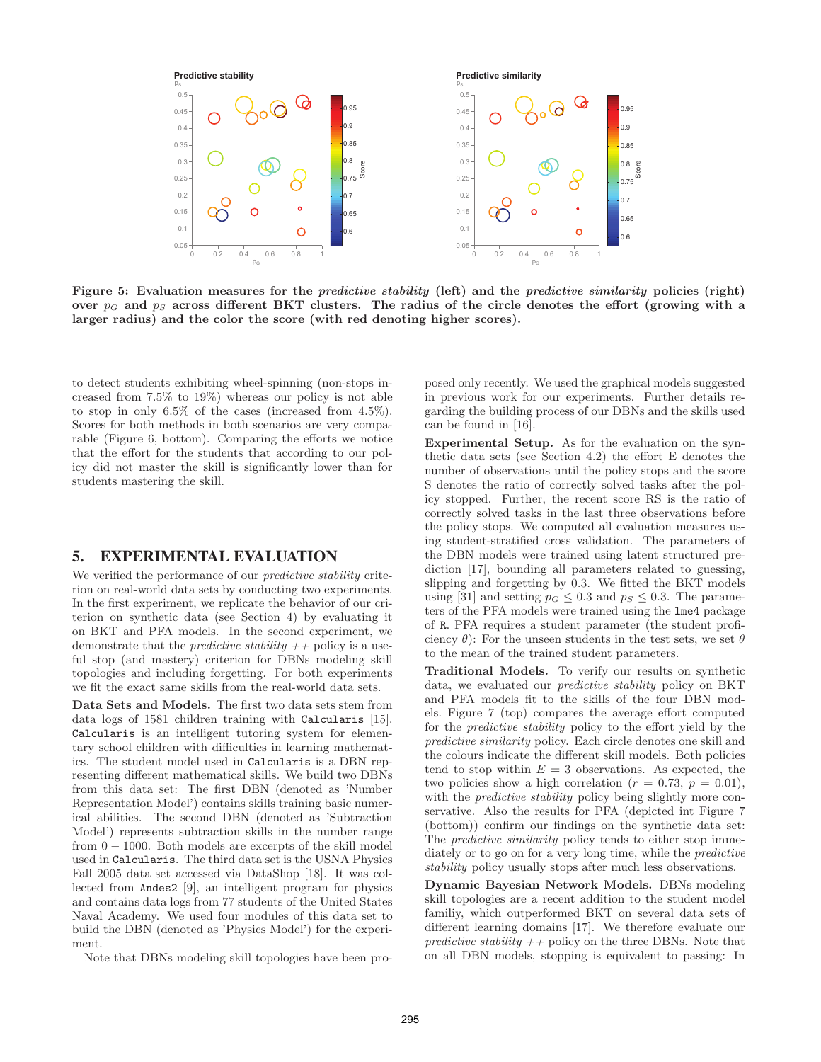Predictive stability

$p_S$

0.5
0.45
0.4
0.35
0.3
0.25
0.2
0.15
0.1
0.05

0 0.2 0.4 0.6 0.8 1

$p_G$

0.95
0.9
0.85
0.8
0.75
0.7
0.65
0.6

Score

Predictive similarity

$p_S$

0.5
0.45
0.4
0.35
0.3
0.25
0.2
0.15
0.1
0.05

0 0.2 0.4 0.6 0.8 1

$p_G$

0.95
0.9
0.85
0.8
0.75
0.7
0.65
0.6

Score

**Figure 5: Evaluation measures for the *predictive stability* (left) and the *predictive similarity* policies (right) over $p_G$ and $p_S$ across different BKT clusters. The radius of the circle denotes the effort (growing with a larger radius) and the color the score (with red denoting higher scores).**

to detect students exhibiting wheel-spinning (non-stops increased from 7.5% to 19%) whereas our policy is not able to stop in only 6.5% of the cases (increased from 4.5%). Scores for both methods in both scenarios are very comparable (Figure 6, bottom). Comparing the efforts we notice that the effort for the students that according to our policy did not master the skill is significantly lower than for students mastering the skill.

## 5. EXPERIMENTAL EVALUATION

We verified the performance of our *predictive stability* criterion on real-world data sets by conducting two experiments. In the first experiment, we replicate the behavior of our criterion on synthetic data (see Section 4) by evaluating it on BKT and PFA models. In the second experiment, we demonstrate that the *predictive stability ++* policy is a useful stop (and mastery) criterion for DBNs modeling skill topologies and including forgetting. For both experiments we fit the exact same skills from the real-world data sets.

**Data Sets and Models.** The first two data sets stem from data logs of 1581 children training with `Calcularis` [15]. `Calcularis` is an intelligent tutoring system for elementary school children with difficulties in learning mathematics. The student model used in `Calcularis` is a DBN representing different mathematical skills. We build two DBNs from this data set: The first DBN (denoted as 'Number Representation Model') contains skills training basic numerical abilities. The second DBN (denoted as 'Subtraction Model') represents subtraction skills in the number range from $0 - 1000$. Both models are excerpts of the skill model used in `Calcularis`. The third data set is the USNA Physics Fall 2005 data set accessed via DataShop [18]. It was collected from `Andes2` [9], an intelligent program for physics and contains data logs from 77 students of the United States Naval Academy. We used four modules of this data set to build the DBN (denoted as 'Physics Model') for the experiment.

Note that DBNs modeling skill topologies have been proposed only recently. We used the graphical models suggested in previous work for our experiments. Further details regarding the building process of our DBNs and the skills used can be found in [16].

**Experimental Setup.** As for the evaluation on the synthetic data sets (see Section 4.2) the effort E denotes the number of observations until the policy stops and the score S denotes the ratio of correctly solved tasks after the policy stopped. Further, the recent score RS is the ratio of correctly solved tasks in the last three observations before the policy stops. We computed all evaluation measures using student-stratified cross validation. The parameters of the DBN models were trained using latent structured prediction [17], bounding all parameters related to guessing, slipping and forgetting by 0.3. We fitted the BKT models using [31] and setting $p_G \leq 0.3$ and $p_S \leq 0.3$. The parameters of the PFA models were trained using the `lme4` package of `R`. PFA requires a student parameter (the student proficiency $\theta$): For the unseen students in the test sets, we set $\theta$ to the mean of the trained student parameters.

**Traditional Models.** To verify our results on synthetic data, we evaluated our *predictive stability* policy on BKT and PFA models fit to the skills of the four DBN models. Figure 7 (top) compares the average effort computed for the *predictive stability* policy to the effort yield by the *predictive similarity* policy. Each circle denotes one skill and the colours indicate the different skill models. Both policies tend to stop within $E = 3$ observations. As expected, the two policies show a high correlation ($r = 0.73$, $p = 0.01$), with the *predictive stability* policy being slightly more conservative. Also the results for PFA (depicted int Figure 7 (bottom)) confirm our findings on the synthetic data set: The *predictive similarity* policy tends to either stop immediately or to go on for a very long time, while the *predictive stability* policy usually stops after much less observations.

**Dynamic Bayesian Network Models.** DBNs modeling skill topologies are a recent addition to the student model familiy, which outperformed BKT on several data sets of different learning domains [17]. We therefore evaluate our *predictive stability ++* policy on the three DBNs. Note that on all DBN models, stopping is equivalent to passing: In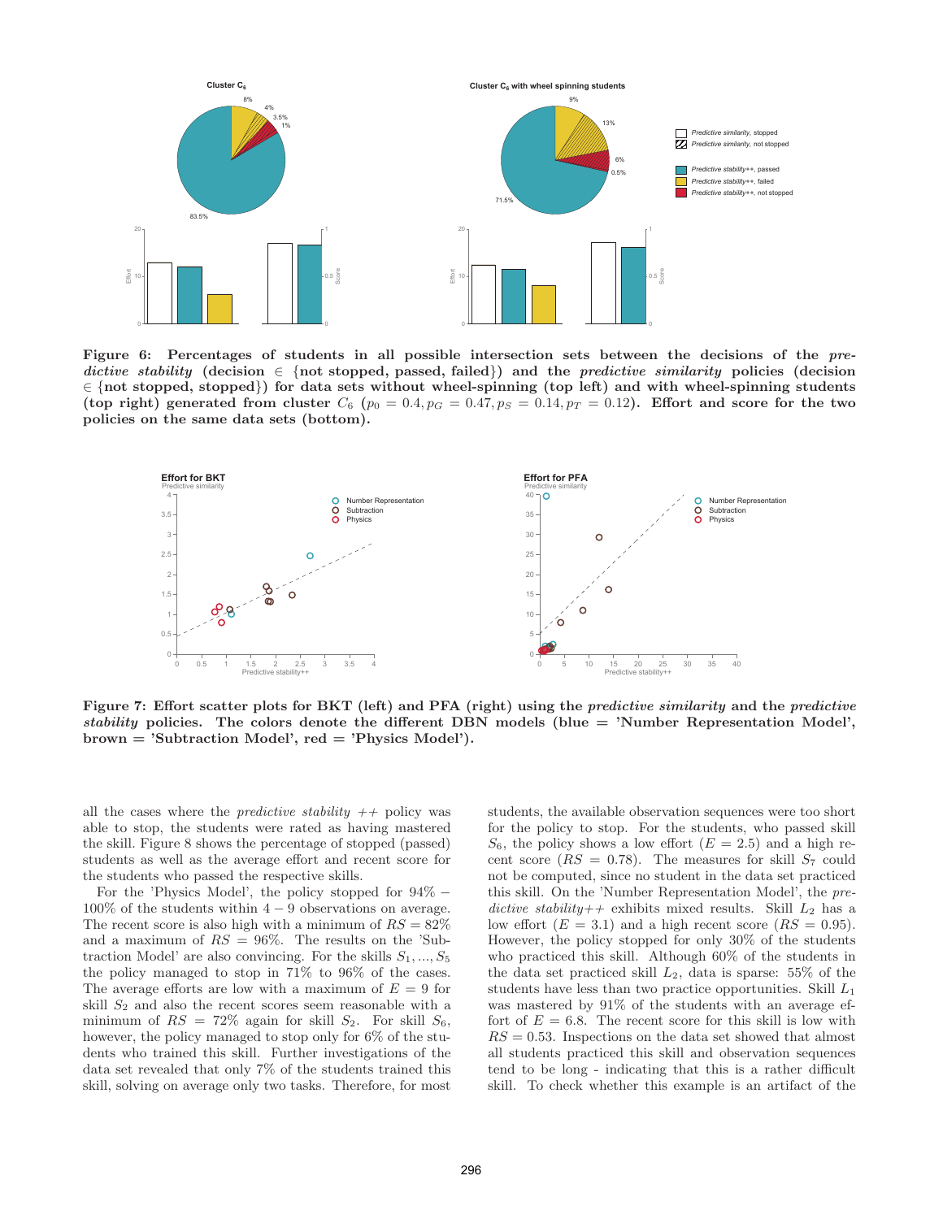**Figure 6: Percentages of students in all possible intersection sets between the decisions of the *predictive stability* (decision ∈ {not stopped, passed, failed}) and the *predictive similarity* policies (decision ∈ {not stopped, stopped}) for data sets without wheel-spinning (top left) and with wheel-spinning students (top right) generated from cluster $C_6$ ($p_0 = 0.4, p_G = 0.47, p_S = 0.14, p_T = 0.12$). Effort and score for the two policies on the same data sets (bottom).**

**Figure 7: Effort scatter plots for BKT (left) and PFA (right) using the *predictive similarity* and the *predictive stability* policies. The colors denote the different DBN models (blue = 'Number Representation Model', brown = 'Subtraction Model', red = 'Physics Model').**

all the cases where the *predictive stability ++* policy was able to stop, the students were rated as having mastered the skill. Figure 8 shows the percentage of stopped (passed) students as well as the average effort and recent score for the students who passed the respective skills.

For the 'Physics Model', the policy stopped for 94% − 100% of the students within 4 − 9 observations on average. The recent score is also high with a minimum of $RS = 82\%$ and a maximum of $RS = 96\%$. The results on the 'Subtraction Model' are also convincing. For the skills $S_1, ..., S_5$ the policy managed to stop in 71% to 96% of the cases. The average efforts are low with a maximum of $E = 9$ for skill $S_2$ and also the recent scores seem reasonable with a minimum of $RS = 72\%$ again for skill $S_2$. For skill $S_6$, however, the policy managed to stop only for 6% of the students who trained this skill. Further investigations of the data set revealed that only 7% of the students trained this skill, solving on average only two tasks. Therefore, for most students, the available observation sequences were too short for the policy to stop. For the students, who passed skill $S_6$, the policy shows a low effort ($E = 2.5$) and a high recent score ($RS = 0.78$). The measures for skill $S_7$ could not be computed, since no student in the data set practiced this skill. On the 'Number Representation Model', the *predictive stability++* exhibits mixed results. Skill $L_2$ has a low effort ($E = 3.1$) and a high recent score ($RS = 0.95$). However, the policy stopped for only 30% of the students who practiced this skill. Although 60% of the students in the data set practiced skill $L_2$, data is sparse: 55% of the students have less than two practice opportunities. Skill $L_1$ was mastered by 91% of the students with an average effort of $E = 6.8$. The recent score for this skill is low with $RS = 0.53$. Inspections on the data set showed that almost all students practiced this skill and observation sequences tend to be long - indicating that this is a rather difficult skill. To check whether this example is an artifact of the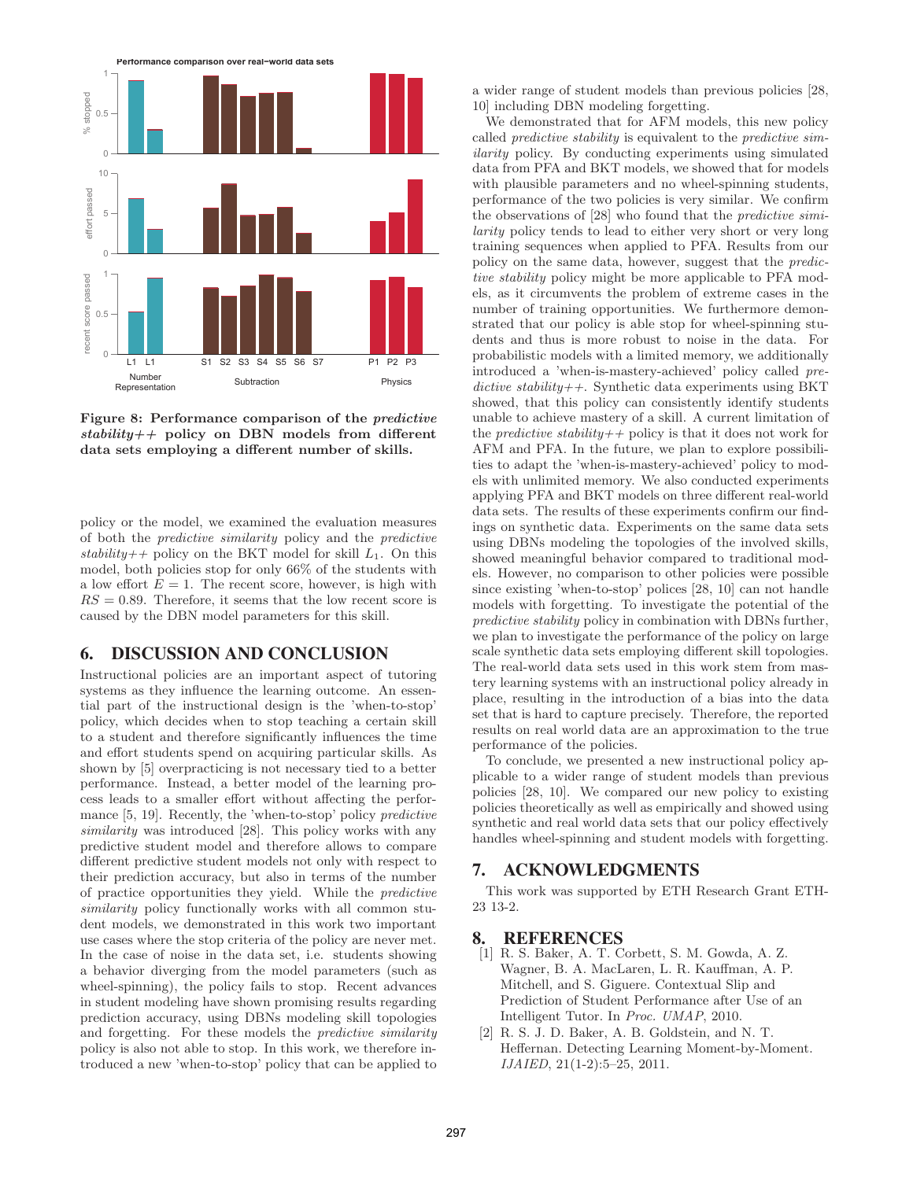Performance comparison over real−world data sets

% stopped

1

0.5

0

effort passed

10

5

0

recent score passed

1

0.5

0

L1 L1

Number Representation

S1 S2 S3 S4 S5 S6 S7

Subtraction

P1 P2 P3

Physics

**Figure 8: Performance comparison of the *predictive stability++* policy on DBN models from different data sets employing a different number of skills.**

policy or the model, we examined the evaluation measures of both the *predictive similarity* policy and the *predictive stability++* policy on the BKT model for skill $L_1$. On this model, both policies stop for only 66% of the students with a low effort $E = 1$. The recent score, however, is high with $RS = 0.89$. Therefore, it seems that the low recent score is caused by the DBN model parameters for this skill.

## 6. DISCUSSION AND CONCLUSION

Instructional policies are an important aspect of tutoring systems as they influence the learning outcome. An essential part of the instructional design is the 'when-to-stop' policy, which decides when to stop teaching a certain skill to a student and therefore significantly influences the time and effort students spend on acquiring particular skills. As shown by [5] overpracticing is not necessary tied to a better performance. Instead, a better model of the learning process leads to a smaller effort without affecting the performance [5, 19]. Recently, the 'when-to-stop' policy *predictive similarity* was introduced [28]. This policy works with any predictive student model and therefore allows to compare different predictive student models not only with respect to their prediction accuracy, but also in terms of the number of practice opportunities they yield. While the *predictive similarity* policy functionally works with all common student models, we demonstrated in this work two important use cases where the stop criteria of the policy are never met. In the case of noise in the data set, i.e. students showing a behavior diverging from the model parameters (such as wheel-spinning), the policy fails to stop. Recent advances in student modeling have shown promising results regarding prediction accuracy, using DBNs modeling skill topologies and forgetting. For these models the *predictive similarity* policy is also not able to stop. In this work, we therefore introduced a new 'when-to-stop' policy that can be applied to a wider range of student models than previous policies [28, 10] including DBN modeling forgetting.

We demonstrated that for AFM models, this new policy called *predictive stability* is equivalent to the *predictive similarity* policy. By conducting experiments using simulated data from PFA and BKT models, we showed that for models with plausible parameters and no wheel-spinning students, performance of the two policies is very similar. We confirm the observations of [28] who found that the *predictive similarity* policy tends to lead to either very short or very long training sequences when applied to PFA. Results from our policy on the same data, however, suggest that the *predictive stability* policy might be more applicable to PFA models, as it circumvents the problem of extreme cases in the number of training opportunities. We furthermore demonstrated that our policy is able stop for wheel-spinning students and thus is more robust to noise in the data. For probabilistic models with a limited memory, we additionally introduced a 'when-is-mastery-achieved' policy called *predictive stability++*. Synthetic data experiments using BKT showed, that this policy can consistently identify students unable to achieve mastery of a skill. A current limitation of the *predictive stability++* policy is that it does not work for AFM and PFA. In the future, we plan to explore possibilities to adapt the 'when-is-mastery-achieved' policy to models with unlimited memory. We also conducted experiments applying PFA and BKT models on three different real-world data sets. The results of these experiments confirm our findings on synthetic data. Experiments on the same data sets using DBNs modeling the topologies of the involved skills, showed meaningful behavior compared to traditional models. However, no comparison to other policies were possible since existing 'when-to-stop' polices [28, 10] can not handle models with forgetting. To investigate the potential of the *predictive stability* policy in combination with DBNs further, we plan to investigate the performance of the policy on large scale synthetic data sets employing different skill topologies. The real-world data sets used in this work stem from mastery learning systems with an instructional policy already in place, resulting in the introduction of a bias into the data set that is hard to capture precisely. Therefore, the reported results on real world data are an approximation to the true performance of the policies.

To conclude, we presented a new instructional policy applicable to a wider range of student models than previous policies [28, 10]. We compared our new policy to existing policies theoretically as well as empirically and showed using synthetic and real world data sets that our policy effectively handles wheel-spinning and student models with forgetting.

## 7. ACKNOWLEDGMENTS

This work was supported by ETH Research Grant ETH-23 13-2.

## 8. REFERENCES

[1] R. S. Baker, A. T. Corbett, S. M. Gowda, A. Z. Wagner, B. A. MacLaren, L. R. Kauffman, A. P. Mitchell, and S. Giguere. Contextual Slip and Prediction of Student Performance after Use of an Intelligent Tutor. In *Proc. UMAP*, 2010.

[2] R. S. J. D. Baker, A. B. Goldstein, and N. T. Heffernan. Detecting Learning Moment-by-Moment. *IJAIED*, 21(1-2):5–25, 2011.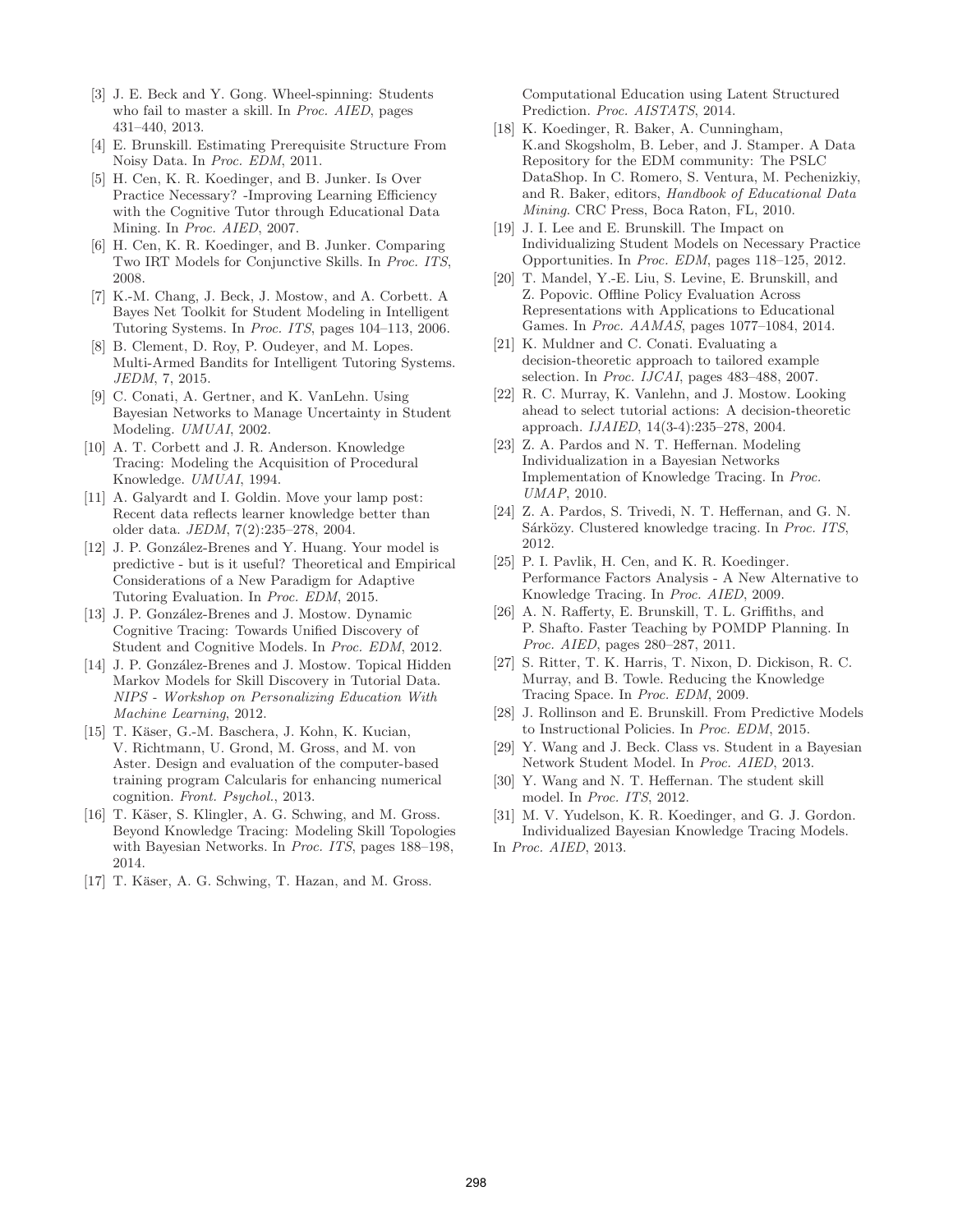[3] J. E. Beck and Y. Gong. Wheel-spinning: Students who fail to master a skill. In *Proc. AIED*, pages 431–440, 2013.

[4] E. Brunskill. Estimating Prerequisite Structure From Noisy Data. In *Proc. EDM*, 2011.

[5] H. Cen, K. R. Koedinger, and B. Junker. Is Over Practice Necessary? -Improving Learning Efficiency with the Cognitive Tutor through Educational Data Mining. In *Proc. AIED*, 2007.

[6] H. Cen, K. R. Koedinger, and B. Junker. Comparing Two IRT Models for Conjunctive Skills. In *Proc. ITS*, 2008.

[7] K.-M. Chang, J. Beck, J. Mostow, and A. Corbett. A Bayes Net Toolkit for Student Modeling in Intelligent Tutoring Systems. In *Proc. ITS*, pages 104–113, 2006.

[8] B. Clement, D. Roy, P. Oudeyer, and M. Lopes. Multi-Armed Bandits for Intelligent Tutoring Systems. *JEDM*, 7, 2015.

[9] C. Conati, A. Gertner, and K. VanLehn. Using Bayesian Networks to Manage Uncertainty in Student Modeling. *UMUAI*, 2002.

[10] A. T. Corbett and J. R. Anderson. Knowledge Tracing: Modeling the Acquisition of Procedural Knowledge. *UMUAI*, 1994.

[11] A. Galyardt and I. Goldin. Move your lamp post: Recent data reflects learner knowledge better than older data. *JEDM*, 7(2):235–278, 2004.

[12] J. P. González-Brenes and Y. Huang. Your model is predictive - but is it useful? Theoretical and Empirical Considerations of a New Paradigm for Adaptive Tutoring Evaluation. In *Proc. EDM*, 2015.

[13] J. P. González-Brenes and J. Mostow. Dynamic Cognitive Tracing: Towards Unified Discovery of Student and Cognitive Models. In *Proc. EDM*, 2012.

[14] J. P. González-Brenes and J. Mostow. Topical Hidden Markov Models for Skill Discovery in Tutorial Data. *NIPS - Workshop on Personalizing Education With Machine Learning*, 2012.

[15] T. Käser, G.-M. Baschera, J. Kohn, K. Kucian, V. Richtmann, U. Grond, M. Gross, and M. von Aster. Design and evaluation of the computer-based training program Calcularis for enhancing numerical cognition. *Front. Psychol.*, 2013.

[16] T. Käser, S. Klingler, A. G. Schwing, and M. Gross. Beyond Knowledge Tracing: Modeling Skill Topologies with Bayesian Networks. In *Proc. ITS*, pages 188–198, 2014.

[17] T. Käser, A. G. Schwing, T. Hazan, and M. Gross. Computational Education using Latent Structured Prediction. *Proc. AISTATS*, 2014.

[18] K. Koedinger, R. Baker, A. Cunningham, K.and Skogsholm, B. Leber, and J. Stamper. A Data Repository for the EDM community: The PSLC DataShop. In C. Romero, S. Ventura, M. Pechenizkiy, and R. Baker, editors, *Handbook of Educational Data Mining*. CRC Press, Boca Raton, FL, 2010.

[19] J. I. Lee and E. Brunskill. The Impact on Individualizing Student Models on Necessary Practice Opportunities. In *Proc. EDM*, pages 118–125, 2012.

[20] T. Mandel, Y.-E. Liu, S. Levine, E. Brunskill, and Z. Popovic. Offline Policy Evaluation Across Representations with Applications to Educational Games. In *Proc. AAMAS*, pages 1077–1084, 2014.

[21] K. Muldner and C. Conati. Evaluating a decision-theoretic approach to tailored example selection. In *Proc. IJCAI*, pages 483–488, 2007.

[22] R. C. Murray, K. Vanlehn, and J. Mostow. Looking ahead to select tutorial actions: A decision-theoretic approach. *IJAIED*, 14(3-4):235–278, 2004.

[23] Z. A. Pardos and N. T. Heffernan. Modeling Individualization in a Bayesian Networks Implementation of Knowledge Tracing. In *Proc. UMAP*, 2010.

[24] Z. A. Pardos, S. Trivedi, N. T. Heffernan, and G. N. Sárközy. Clustered knowledge tracing. In *Proc. ITS*, 2012.

[25] P. I. Pavlik, H. Cen, and K. R. Koedinger. Performance Factors Analysis - A New Alternative to Knowledge Tracing. In *Proc. AIED*, 2009.

[26] A. N. Rafferty, E. Brunskill, T. L. Griffiths, and P. Shafto. Faster Teaching by POMDP Planning. In *Proc. AIED*, pages 280–287, 2011.

[27] S. Ritter, T. K. Harris, T. Nixon, D. Dickison, R. C. Murray, and B. Towle. Reducing the Knowledge Tracing Space. In *Proc. EDM*, 2009.

[28] J. Rollinson and E. Brunskill. From Predictive Models to Instructional Policies. In *Proc. EDM*, 2015.

[29] Y. Wang and J. Beck. Class vs. Student in a Bayesian Network Student Model. In *Proc. AIED*, 2013.

[30] Y. Wang and N. T. Heffernan. The student skill model. In *Proc. ITS*, 2012.

[31] M. V. Yudelson, K. R. Koedinger, and G. J. Gordon. Individualized Bayesian Knowledge Tracing Models. In *Proc. AIED*, 2013.